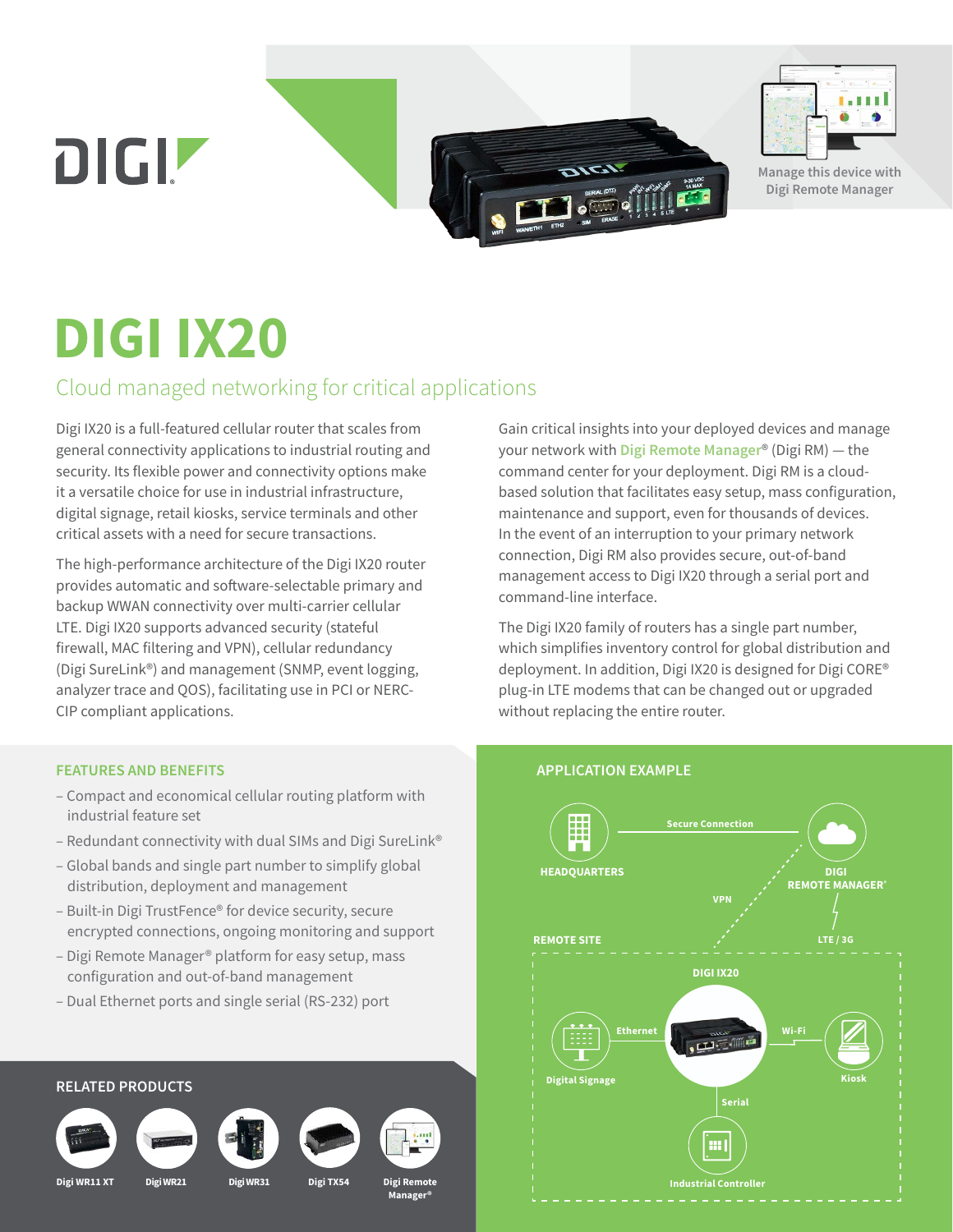DIGI

Manage this device with Digi Remote Manager

# DIGI IX20

## Cloud managed networking for critical applications

Digi IX20 is a full-featured cellular router that scales from general connectivity applications to industrial routing and security. Its flexible power and connectivity options make it a versatile choice for use in industrial infrastructure, digital signage, retail kiosks, service terminals and other critical assets with a need for secure transactions.

The high-performance architecture of the Digi IX20 router provides automatic and software-selectable primary and backup WWAN connectivity over multi-carrier cellular LTE. Digi IX20 supports advanced security (stateful firewall, MAC filtering and VPN), cellular redundancy (Digi SureLink®) and management (SNMP, event logging, analyzer trace and QOS), facilitating use in PCI or NERC-CIP compliant applications.

Gain critical insights into your deployed devices and manage your network with **Digi Remote Manager**® (Digi RM) — the command center for your deployment. Digi RM is a cloud-based solution that facilitates easy setup, mass configuration, maintenance and support, even for thousands of devices. In the event of an interruption to your primary network connection, Digi RM also provides secure, out-of-band management access to Digi IX20 through a serial port and command-line interface.

The Digi IX20 family of routers has a single part number, which simplifies inventory control for global distribution and deployment. In addition, Digi IX20 is designed for Digi CORE® plug-in LTE modems that can be changed out or upgraded without replacing the entire router.

### FEATURES AND BENEFITS

- Compact and economical cellular routing platform with industrial feature set
- Redundant connectivity with dual SIMs and Digi SureLink®
- Global bands and single part number to simplify global distribution, deployment and management
- Built-in Digi TrustFence® for device security, secure encrypted connections, ongoing monitoring and support
- Digi Remote Manager® platform for easy setup, mass configuration and out-of-band management
- Dual Ethernet ports and single serial (RS-232) port

### RELATED PRODUCTS

Digi WR11 XT | Digi WR21 | Digi WR31 | Digi TX54 | Digi Remote Manager®

### APPLICATION EXAMPLE

HEADQUARTERS — Secure Connection — DIGI REMOTE MANAGER®

VPN

LTE / 3G

REMOTE SITE

DIGI IX20

Ethernet — Digital Signage

Wi-Fi — Kiosk

Serial — Industrial Controller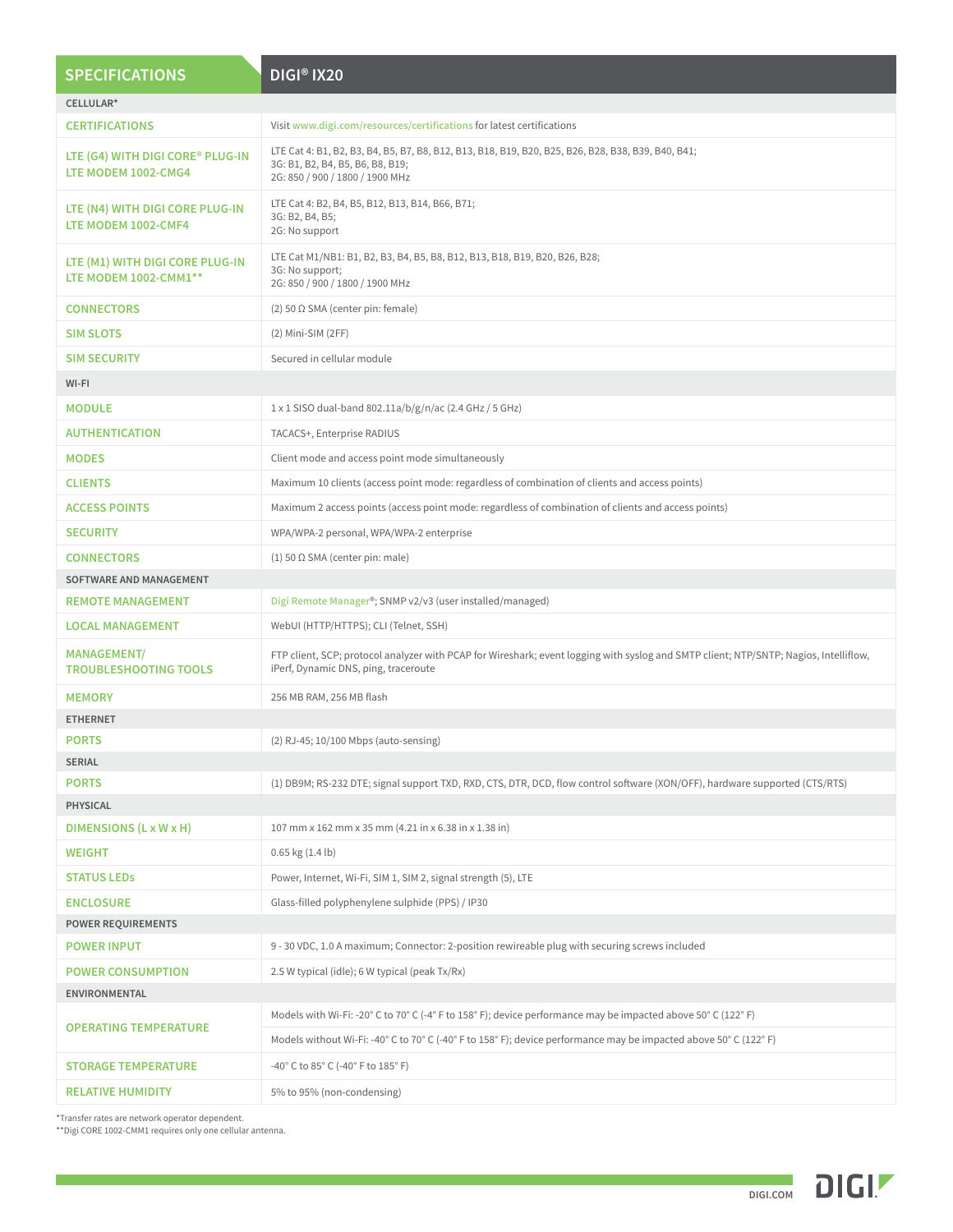| SPECIFICATIONS | DIGI® IX20 |
|---|---|
| **CELLULAR*** | |
| **CERTIFICATIONS** | Visit www.digi.com/resources/certifications for latest certifications |
| **LTE (G4) WITH DIGI CORE® PLUG-IN LTE MODEM 1002-CMG4** | LTE Cat 4: B1, B2, B3, B4, B5, B7, B8, B12, B13, B18, B19, B20, B25, B26, B28, B38, B39, B40, B41;<br>3G: B1, B2, B4, B5, B6, B8, B19;<br>2G: 850 / 900 / 1800 / 1900 MHz |
| **LTE (N4) WITH DIGI CORE PLUG-IN LTE MODEM 1002-CMF4** | LTE Cat 4: B2, B4, B5, B12, B13, B14, B66, B71;<br>3G: B2, B4, B5;<br>2G: No support |
| **LTE (M1) WITH DIGI CORE PLUG-IN LTE MODEM 1002-CMM1**** | LTE Cat M1/NB1: B1, B2, B3, B4, B5, B8, B12, B13, B18, B19, B20, B26, B28;<br>3G: No support;<br>2G: 850 / 900 / 1800 / 1900 MHz |
| **CONNECTORS** | (2) 50 Ω SMA (center pin: female) |
| **SIM SLOTS** | (2) Mini-SIM (2FF) |
| **SIM SECURITY** | Secured in cellular module |
| **WI-FI** | |
| **MODULE** | 1 x 1 SISO dual-band 802.11a/b/g/n/ac (2.4 GHz / 5 GHz) |
| **AUTHENTICATION** | TACACS+, Enterprise RADIUS |
| **MODES** | Client mode and access point mode simultaneously |
| **CLIENTS** | Maximum 10 clients (access point mode: regardless of combination of clients and access points) |
| **ACCESS POINTS** | Maximum 2 access points (access point mode: regardless of combination of clients and access points) |
| **SECURITY** | WPA/WPA-2 personal, WPA/WPA-2 enterprise |
| **CONNECTORS** | (1) 50 Ω SMA (center pin: male) |
| **SOFTWARE AND MANAGEMENT** | |
| **REMOTE MANAGEMENT** | Digi Remote Manager®; SNMP v2/v3 (user installed/managed) |
| **LOCAL MANAGEMENT** | WebUI (HTTP/HTTPS); CLI (Telnet, SSH) |
| **MANAGEMENT/ TROUBLESHOOTING TOOLS** | FTP client, SCP; protocol analyzer with PCAP for Wireshark; event logging with syslog and SMTP client; NTP/SNTP; Nagios, Intelliflow, iPerf, Dynamic DNS, ping, traceroute |
| **MEMORY** | 256 MB RAM, 256 MB flash |
| **ETHERNET** | |
| **PORTS** | (2) RJ-45; 10/100 Mbps (auto-sensing) |
| **SERIAL** | |
| **PORTS** | (1) DB9M; RS-232 DTE; signal support TXD, RXD, CTS, DTR, DCD, flow control software (XON/OFF), hardware supported (CTS/RTS) |
| **PHYSICAL** | |
| **DIMENSIONS (L x W x H)** | 107 mm x 162 mm x 35 mm (4.21 in x 6.38 in x 1.38 in) |
| **WEIGHT** | 0.65 kg (1.4 lb) |
| **STATUS LEDs** | Power, Internet, Wi-Fi, SIM 1, SIM 2, signal strength (5), LTE |
| **ENCLOSURE** | Glass-filled polyphenylene sulphide (PPS) / IP30 |
| **POWER REQUIREMENTS** | |
| **POWER INPUT** | 9 - 30 VDC, 1.0 A maximum; Connector: 2-position rewireable plug with securing screws included |
| **POWER CONSUMPTION** | 2.5 W typical (idle); 6 W typical (peak Tx/Rx) |
| **ENVIRONMENTAL** | |
| **OPERATING TEMPERATURE** | Models with Wi-Fi: -20° C to 70° C (-4° F to 158° F); device performance may be impacted above 50° C (122° F) |
| | Models without Wi-Fi: -40° C to 70° C (-40° F to 158° F); device performance may be impacted above 50° C (122° F) |
| **STORAGE TEMPERATURE** | -40° C to 85° C (-40° F to 185° F) |
| **RELATIVE HUMIDITY** | 5% to 95% (non-condensing) |

*Transfer rates are network operator dependent.
**Digi CORE 1002-CMM1 requires only one cellular antenna.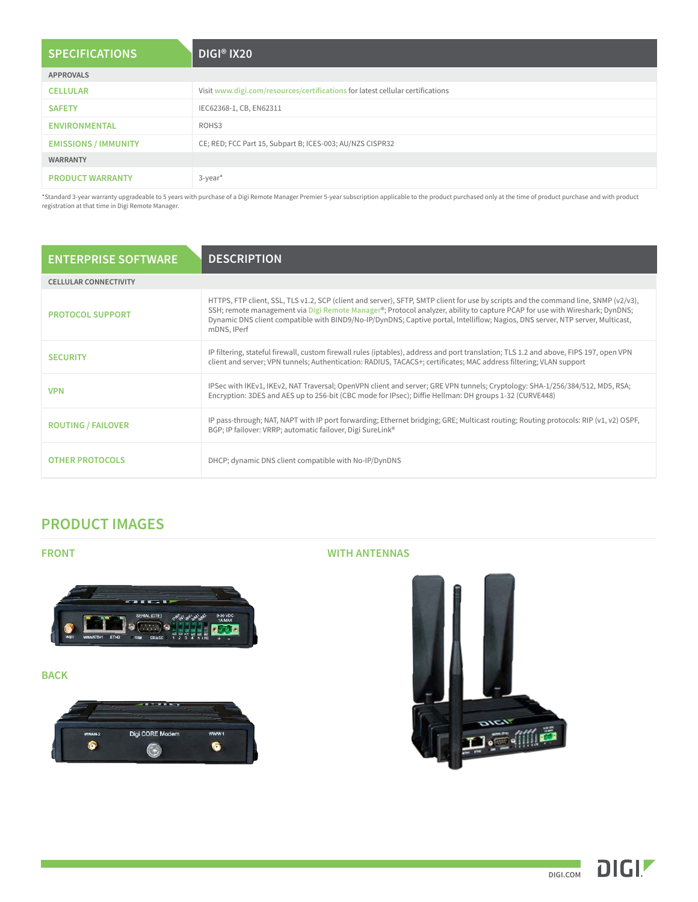| SPECIFICATIONS | DIGI® IX20 |
| --- | --- |
| APPROVALS | |
| CELLULAR | Visit www.digi.com/resources/certifications for latest cellular certifications |
| SAFETY | IEC62368-1, CB, EN62311 |
| ENVIRONMENTAL | ROHS3 |
| EMISSIONS / IMMUNITY | CE; RED; FCC Part 15, Subpart B; ICES-003; AU/NZS CISPR32 |
| WARRANTY | |
| PRODUCT WARRANTY | 3-year* |

*Standard 3-year warranty upgradeable to 5 years with purchase of a Digi Remote Manager Premier 5-year subscription applicable to the product purchased only at the time of product purchase and with product registration at that time in Digi Remote Manager.

| ENTERPRISE SOFTWARE | DESCRIPTION |
| --- | --- |
| CELLULAR CONNECTIVITY | |
| PROTOCOL SUPPORT | HTTPS, FTP client, SSL, TLS v1.2, SCP (client and server), SFTP, SMTP client for use by scripts and the command line, SNMP (v2/v3), SSH; remote management via Digi Remote Manager®; Protocol analyzer, ability to capture PCAP for use with Wireshark; DynDNS; Dynamic DNS client compatible with BIND9/No-IP/DynDNS; Captive portal, Intelliflow; Nagios, DNS server, NTP server, Multicast, mDNS, IPerf |
| SECURITY | IP filtering, stateful firewall, custom firewall rules (iptables), address and port translation; TLS 1.2 and above, FIPS 197, open VPN client and server; VPN tunnels; Authentication: RADIUS, TACACS+; certificates; MAC address filtering; VLAN support |
| VPN | IPSec with IKEv1, IKEv2, NAT Traversal; OpenVPN client and server; GRE VPN tunnels; Cryptology: SHA-1/256/384/512, MD5, RSA; Encryption: 3DES and AES up to 256-bit (CBC mode for IPsec); Diffie Hellman: DH groups 1-32 (CURVE448) |
| ROUTING / FAILOVER | IP pass-through; NAT, NAPT with IP port forwarding; Ethernet bridging; GRE; Multicast routing; Routing protocols: RIP (v1, v2) OSPF, BGP; IP failover: VRRP; automatic failover, Digi SureLink® |
| OTHER PROTOCOLS | DHCP; dynamic DNS client compatible with No-IP/DynDNS |

## PRODUCT IMAGES

### FRONT

### BACK

### WITH ANTENNAS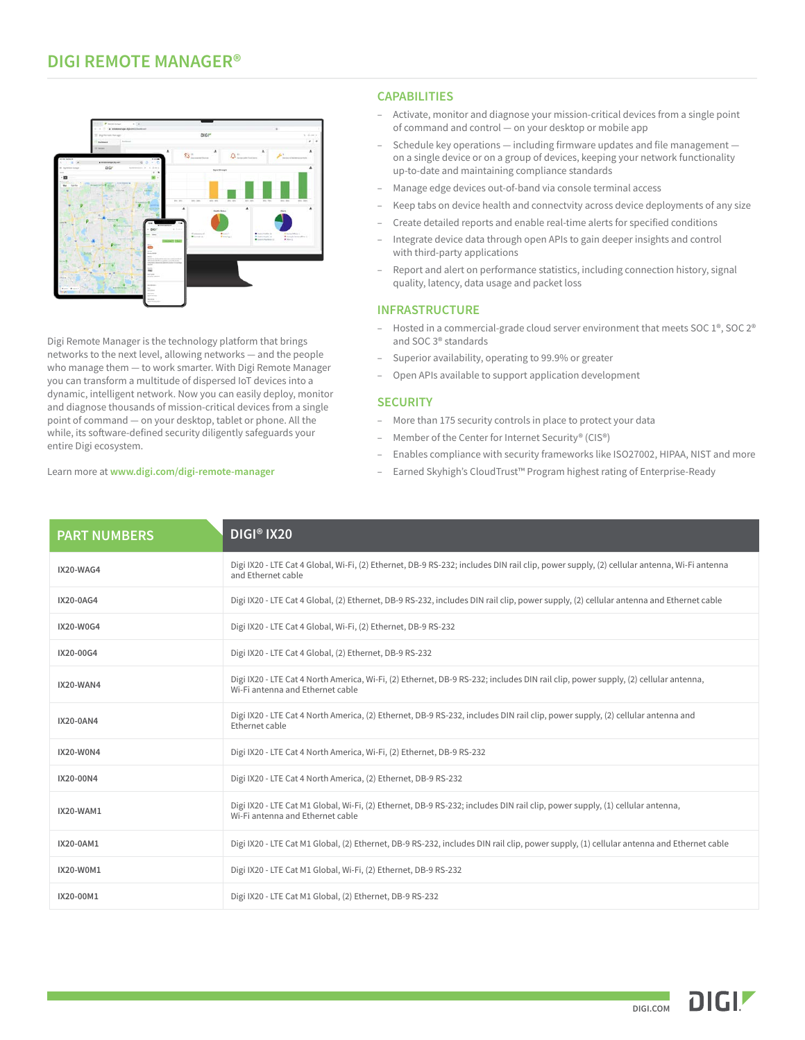# DIGI REMOTE MANAGER®

Digi Remote Manager is the technology platform that brings networks to the next level, allowing networks — and the people who manage them — to work smarter. With Digi Remote Manager you can transform a multitude of dispersed IoT devices into a dynamic, intelligent network. Now you can easily deploy, monitor and diagnose thousands of mission-critical devices from a single point of command — on your desktop, tablet or phone. All the while, its software-defined security diligently safeguards your entire Digi ecosystem.

Learn more at **www.digi.com/digi-remote-manager**

## CAPABILITIES

- Activate, monitor and diagnose your mission-critical devices from a single point of command and control — on your desktop or mobile app
- Schedule key operations — including firmware updates and file management — on a single device or on a group of devices, keeping your network functionality up-to-date and maintaining compliance standards
- Manage edge devices out-of-band via console terminal access
- Keep tabs on device health and connectvity across device deployments of any size
- Create detailed reports and enable real-time alerts for specified conditions
- Integrate device data through open APIs to gain deeper insights and control with third-party applications
- Report and alert on performance statistics, including connection history, signal quality, latency, data usage and packet loss

## INFRASTRUCTURE

- Hosted in a commercial-grade cloud server environment that meets SOC 1®, SOC 2® and SOC 3® standards
- Superior availability, operating to 99.9% or greater
- Open APIs available to support application development

## SECURITY

- More than 175 security controls in place to protect your data
- Member of the Center for Internet Security® (CIS®)
- Enables compliance with security frameworks like ISO27002, HIPAA, NIST and more
- Earned Skyhigh's CloudTrust™ Program highest rating of Enterprise-Ready

| PART NUMBERS | DIGI® IX20 |
|---|---|
| IX20-WAG4 | Digi IX20 - LTE Cat 4 Global, Wi-Fi, (2) Ethernet, DB-9 RS-232; includes DIN rail clip, power supply, (2) cellular antenna, Wi-Fi antenna and Ethernet cable |
| IX20-0AG4 | Digi IX20 - LTE Cat 4 Global, (2) Ethernet, DB-9 RS-232, includes DIN rail clip, power supply, (2) cellular antenna and Ethernet cable |
| IX20-W0G4 | Digi IX20 - LTE Cat 4 Global, Wi-Fi, (2) Ethernet, DB-9 RS-232 |
| IX20-00G4 | Digi IX20 - LTE Cat 4 Global, (2) Ethernet, DB-9 RS-232 |
| IX20-WAN4 | Digi IX20 - LTE Cat 4 North America, Wi-Fi, (2) Ethernet, DB-9 RS-232; includes DIN rail clip, power supply, (2) cellular antenna, Wi-Fi antenna and Ethernet cable |
| IX20-0AN4 | Digi IX20 - LTE Cat 4 North America, (2) Ethernet, DB-9 RS-232, includes DIN rail clip, power supply, (2) cellular antenna and Ethernet cable |
| IX20-W0N4 | Digi IX20 - LTE Cat 4 North America, Wi-Fi, (2) Ethernet, DB-9 RS-232 |
| IX20-00N4 | Digi IX20 - LTE Cat 4 North America, (2) Ethernet, DB-9 RS-232 |
| IX20-WAM1 | Digi IX20 - LTE Cat M1 Global, Wi-Fi, (2) Ethernet, DB-9 RS-232; includes DIN rail clip, power supply, (1) cellular antenna, Wi-Fi antenna and Ethernet cable |
| IX20-0AM1 | Digi IX20 - LTE Cat M1 Global, (2) Ethernet, DB-9 RS-232, includes DIN rail clip, power supply, (1) cellular antenna and Ethernet cable |
| IX20-W0M1 | Digi IX20 - LTE Cat M1 Global, Wi-Fi, (2) Ethernet, DB-9 RS-232 |
| IX20-00M1 | Digi IX20 - LTE Cat M1 Global, (2) Ethernet, DB-9 RS-232 |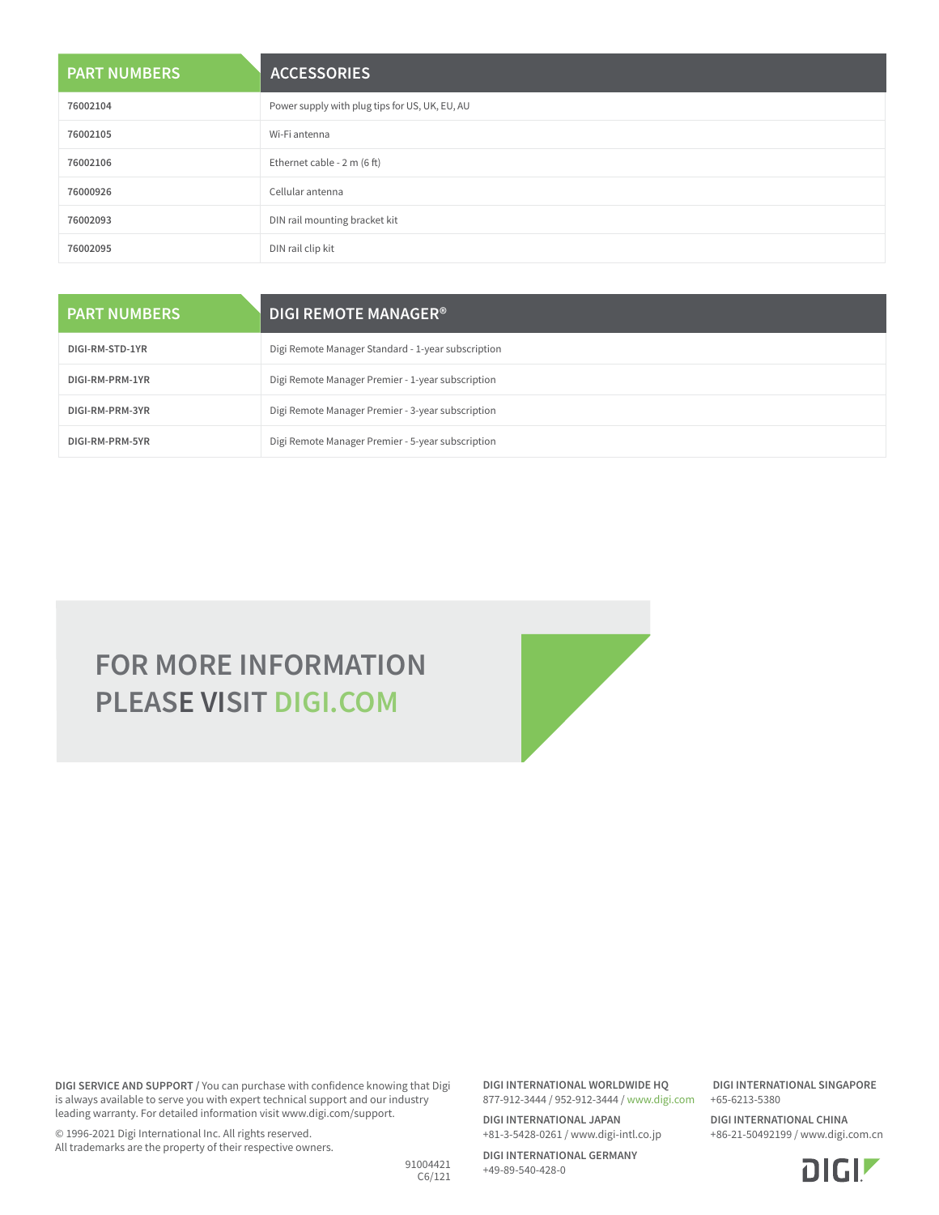| PART NUMBERS | ACCESSORIES |
| --- | --- |
| 76002104 | Power supply with plug tips for US, UK, EU, AU |
| 76002105 | Wi-Fi antenna |
| 76002106 | Ethernet cable - 2 m (6 ft) |
| 76000926 | Cellular antenna |
| 76002093 | DIN rail mounting bracket kit |
| 76002095 | DIN rail clip kit |

| PART NUMBERS | DIGI REMOTE MANAGER® |
| --- | --- |
| DIGI-RM-STD-1YR | Digi Remote Manager Standard - 1-year subscription |
| DIGI-RM-PRM-1YR | Digi Remote Manager Premier - 1-year subscription |
| DIGI-RM-PRM-3YR | Digi Remote Manager Premier - 3-year subscription |
| DIGI-RM-PRM-5YR | Digi Remote Manager Premier - 5-year subscription |

## FOR MORE INFORMATION PLEASE VISIT DIGI.COM

**DIGI SERVICE AND SUPPORT** / You can purchase with confidence knowing that Digi is always available to serve you with expert technical support and our industry leading warranty. For detailed information visit www.digi.com/support.

© 1996-2021 Digi International Inc. All rights reserved.
All trademarks are the property of their respective owners.

91004421
C6/121

**DIGI INTERNATIONAL WORLDWIDE HQ**
877-912-3444 / 952-912-3444 / www.digi.com

**DIGI INTERNATIONAL JAPAN**
+81-3-5428-0261 / www.digi-intl.co.jp

**DIGI INTERNATIONAL GERMANY**
+49-89-540-428-0

**DIGI INTERNATIONAL SINGAPORE**
+65-6213-5380

**DIGI INTERNATIONAL CHINA**
+86-21-50492199 / www.digi.com.cn

DIGI